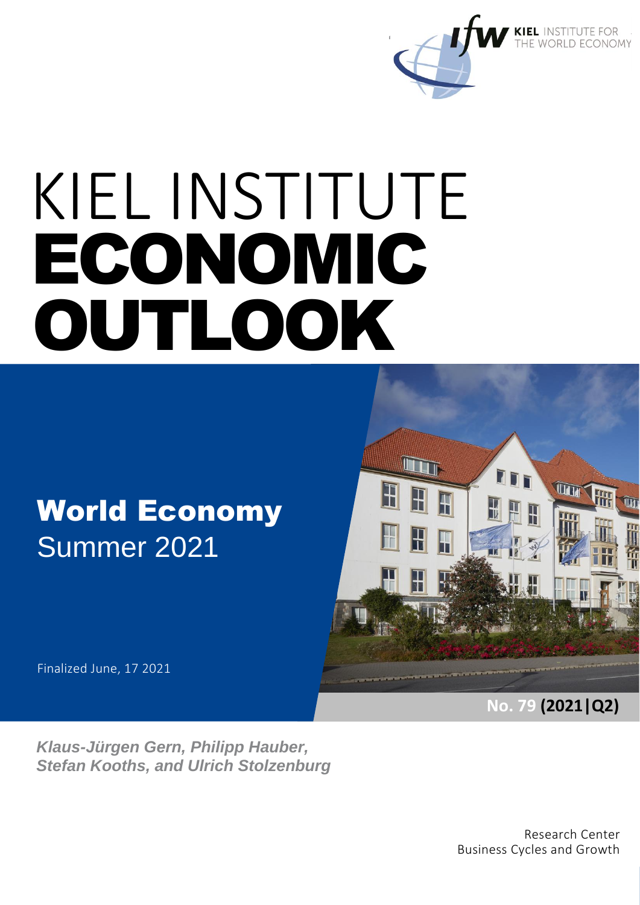KIEL INSTITUTE FOR THE WORLD ECONOMY

# KIEL INSTITUTE ECONOMIC OUTLOOK

## World Economy
Summer 2021

Finalized June, 17 2021

No. 79 **(2021|Q2)**

***Klaus-Jürgen Gern, Philipp Hauber, Stefan Kooths, and Ulrich Stolzenburg***

Research Center
Business Cycles and Growth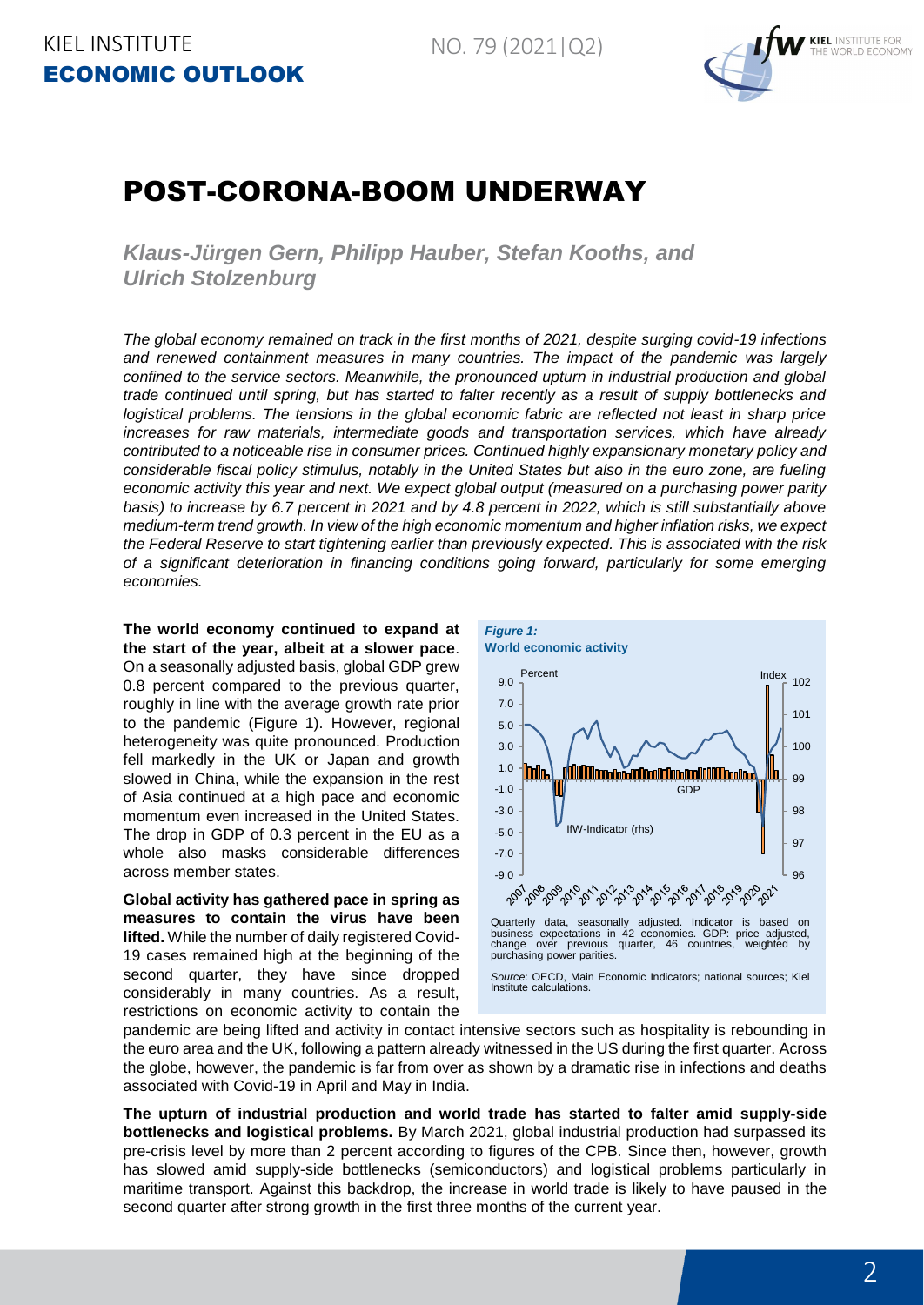# POST-CORONA-BOOM UNDERWAY

***Klaus-Jürgen Gern, Philipp Hauber, Stefan Kooths, and Ulrich Stolzenburg***

*The global economy remained on track in the first months of 2021, despite surging covid-19 infections and renewed containment measures in many countries. The impact of the pandemic was largely confined to the service sectors. Meanwhile, the pronounced upturn in industrial production and global trade continued until spring, but has started to falter recently as a result of supply bottlenecks and logistical problems. The tensions in the global economic fabric are reflected not least in sharp price increases for raw materials, intermediate goods and transportation services, which have already contributed to a noticeable rise in consumer prices. Continued highly expansionary monetary policy and considerable fiscal policy stimulus, notably in the United States but also in the euro zone, are fueling economic activity this year and next. We expect global output (measured on a purchasing power parity basis) to increase by 6.7 percent in 2021 and by 4.8 percent in 2022, which is still substantially above medium-term trend growth. In view of the high economic momentum and higher inflation risks, we expect the Federal Reserve to start tightening earlier than previously expected. This is associated with the risk of a significant deterioration in financing conditions going forward, particularly for some emerging economies.*

**The world economy continued to expand at the start of the year, albeit at a slower pace**. On a seasonally adjusted basis, global GDP grew 0.8 percent compared to the previous quarter, roughly in line with the average growth rate prior to the pandemic (Figure 1). However, regional heterogeneity was quite pronounced. Production fell markedly in the UK or Japan and growth slowed in China, while the expansion in the rest of Asia continued at a high pace and economic momentum even increased in the United States. The drop in GDP of 0.3 percent in the EU as a whole also masks considerable differences across member states.

**Global activity has gathered pace in spring as measures to contain the virus have been lifted.** While the number of daily registered Covid-19 cases remained high at the beginning of the second quarter, they have since dropped considerably in many countries. As a result, restrictions on economic activity to contain the pandemic are being lifted and activity in contact intensive sectors such as hospitality is rebounding in the euro area and the UK, following a pattern already witnessed in the US during the first quarter. Across the globe, however, the pandemic is far from over as shown by a dramatic rise in infections and deaths associated with Covid-19 in April and May in India.

***Figure 1:***
**World economic activity**

Quarterly data, seasonally adjusted. Indicator is based on business expectations in 42 economies. GDP: price adjusted, change over previous quarter, 46 countries, weighted by purchasing power parities.

*Source*: OECD, Main Economic Indicators; national sources; Kiel Institute calculations.

**The upturn of industrial production and world trade has started to falter amid supply-side bottlenecks and logistical problems.** By March 2021, global industrial production had surpassed its pre-crisis level by more than 2 percent according to figures of the CPB. Since then, however, growth has slowed amid supply-side bottlenecks (semiconductors) and logistical problems particularly in maritime transport. Against this backdrop, the increase in world trade is likely to have paused in the second quarter after strong growth in the first three months of the current year.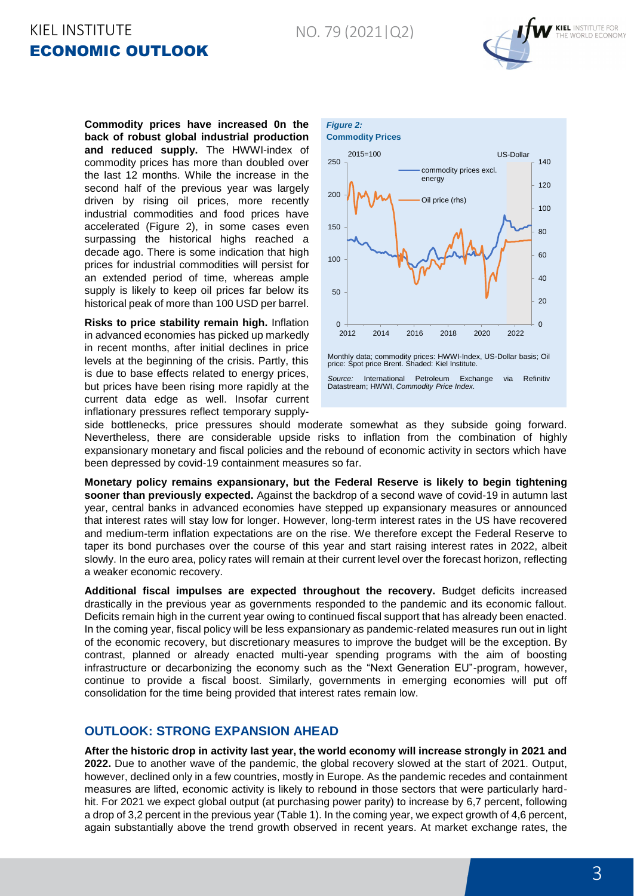**Commodity prices have increased 0n the back of robust global industrial production and reduced supply.** The HWWI-index of commodity prices has more than doubled over the last 12 months. While the increase in the second half of the previous year was largely driven by rising oil prices, more recently industrial commodities and food prices have accelerated (Figure 2), in some cases even surpassing the historical highs reached a decade ago. There is some indication that high prices for industrial commodities will persist for an extended period of time, whereas ample supply is likely to keep oil prices far below its historical peak of more than 100 USD per barrel.

*Figure 2:*
**Commodity Prices**

Monthly data; commodity prices: HWWI-Index, US-Dollar basis; Oil price: Spot price Brent. Shaded: Kiel Institute.

*Source:* International Petroleum Exchange via Refinitiv Datastream; HWWI, *Commodity Price Index*.

**Risks to price stability remain high.** Inflation in advanced economies has picked up markedly in recent months, after initial declines in price levels at the beginning of the crisis. Partly, this is due to base effects related to energy prices, but prices have been rising more rapidly at the current data edge as well. Insofar current inflationary pressures reflect temporary supply-side bottlenecks, price pressures should moderate somewhat as they subside going forward. Nevertheless, there are considerable upside risks to inflation from the combination of highly expansionary monetary and fiscal policies and the rebound of economic activity in sectors which have been depressed by covid-19 containment measures so far.

**Monetary policy remains expansionary, but the Federal Reserve is likely to begin tightening sooner than previously expected.** Against the backdrop of a second wave of covid-19 in autumn last year, central banks in advanced economies have stepped up expansionary measures or announced that interest rates will stay low for longer. However, long-term interest rates in the US have recovered and medium-term inflation expectations are on the rise. We therefore except the Federal Reserve to taper its bond purchases over the course of this year and start raising interest rates in 2022, albeit slowly. In the euro area, policy rates will remain at their current level over the forecast horizon, reflecting a weaker economic recovery.

**Additional fiscal impulses are expected throughout the recovery.** Budget deficits increased drastically in the previous year as governments responded to the pandemic and its economic fallout. Deficits remain high in the current year owing to continued fiscal support that has already been enacted. In the coming year, fiscal policy will be less expansionary as pandemic-related measures run out in light of the economic recovery, but discretionary measures to improve the budget will be the exception. By contrast, planned or already enacted multi-year spending programs with the aim of boosting infrastructure or decarbonizing the economy such as the "Next Generation EU"-program, however, continue to provide a fiscal boost. Similarly, governments in emerging economies will put off consolidation for the time being provided that interest rates remain low.

## OUTLOOK: STRONG EXPANSION AHEAD

**After the historic drop in activity last year, the world economy will increase strongly in 2021 and 2022.** Due to another wave of the pandemic, the global recovery slowed at the start of 2021. Output, however, declined only in a few countries, mostly in Europe. As the pandemic recedes and containment measures are lifted, economic activity is likely to rebound in those sectors that were particularly hard-hit. For 2021 we expect global output (at purchasing power parity) to increase by 6,7 percent, following a drop of 3,2 percent in the previous year (Table 1). In the coming year, we expect growth of 4,6 percent, again substantially above the trend growth observed in recent years. At market exchange rates, the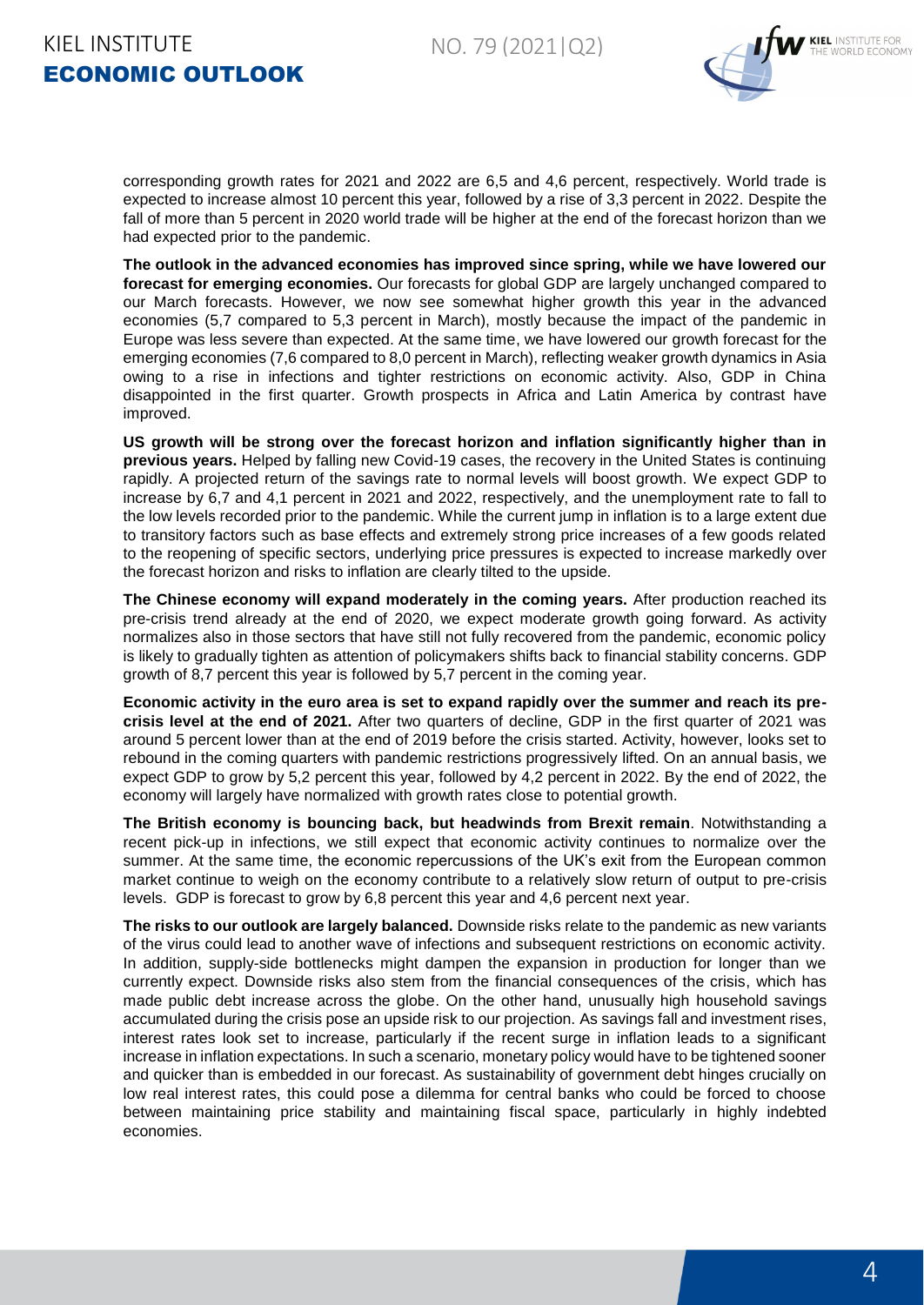corresponding growth rates for 2021 and 2022 are 6,5 and 4,6 percent, respectively. World trade is expected to increase almost 10 percent this year, followed by a rise of 3,3 percent in 2022. Despite the fall of more than 5 percent in 2020 world trade will be higher at the end of the forecast horizon than we had expected prior to the pandemic.

**The outlook in the advanced economies has improved since spring, while we have lowered our forecast for emerging economies.** Our forecasts for global GDP are largely unchanged compared to our March forecasts. However, we now see somewhat higher growth this year in the advanced economies (5,7 compared to 5,3 percent in March), mostly because the impact of the pandemic in Europe was less severe than expected. At the same time, we have lowered our growth forecast for the emerging economies (7,6 compared to 8,0 percent in March), reflecting weaker growth dynamics in Asia owing to a rise in infections and tighter restrictions on economic activity. Also, GDP in China disappointed in the first quarter. Growth prospects in Africa and Latin America by contrast have improved.

**US growth will be strong over the forecast horizon and inflation significantly higher than in previous years.** Helped by falling new Covid-19 cases, the recovery in the United States is continuing rapidly. A projected return of the savings rate to normal levels will boost growth. We expect GDP to increase by 6,7 and 4,1 percent in 2021 and 2022, respectively, and the unemployment rate to fall to the low levels recorded prior to the pandemic. While the current jump in inflation is to a large extent due to transitory factors such as base effects and extremely strong price increases of a few goods related to the reopening of specific sectors, underlying price pressures is expected to increase markedly over the forecast horizon and risks to inflation are clearly tilted to the upside.

**The Chinese economy will expand moderately in the coming years.** After production reached its pre-crisis trend already at the end of 2020, we expect moderate growth going forward. As activity normalizes also in those sectors that have still not fully recovered from the pandemic, economic policy is likely to gradually tighten as attention of policymakers shifts back to financial stability concerns. GDP growth of 8,7 percent this year is followed by 5,7 percent in the coming year.

**Economic activity in the euro area is set to expand rapidly over the summer and reach its pre-crisis level at the end of 2021.** After two quarters of decline, GDP in the first quarter of 2021 was around 5 percent lower than at the end of 2019 before the crisis started. Activity, however, looks set to rebound in the coming quarters with pandemic restrictions progressively lifted. On an annual basis, we expect GDP to grow by 5,2 percent this year, followed by 4,2 percent in 2022. By the end of 2022, the economy will largely have normalized with growth rates close to potential growth.

**The British economy is bouncing back, but headwinds from Brexit remain**. Notwithstanding a recent pick-up in infections, we still expect that economic activity continues to normalize over the summer. At the same time, the economic repercussions of the UK's exit from the European common market continue to weigh on the economy contribute to a relatively slow return of output to pre-crisis levels. GDP is forecast to grow by 6,8 percent this year and 4,6 percent next year.

**The risks to our outlook are largely balanced.** Downside risks relate to the pandemic as new variants of the virus could lead to another wave of infections and subsequent restrictions on economic activity. In addition, supply-side bottlenecks might dampen the expansion in production for longer than we currently expect. Downside risks also stem from the financial consequences of the crisis, which has made public debt increase across the globe. On the other hand, unusually high household savings accumulated during the crisis pose an upside risk to our projection. As savings fall and investment rises, interest rates look set to increase, particularly if the recent surge in inflation leads to a significant increase in inflation expectations. In such a scenario, monetary policy would have to be tightened sooner and quicker than is embedded in our forecast. As sustainability of government debt hinges crucially on low real interest rates, this could pose a dilemma for central banks who could be forced to choose between maintaining price stability and maintaining fiscal space, particularly in highly indebted economies.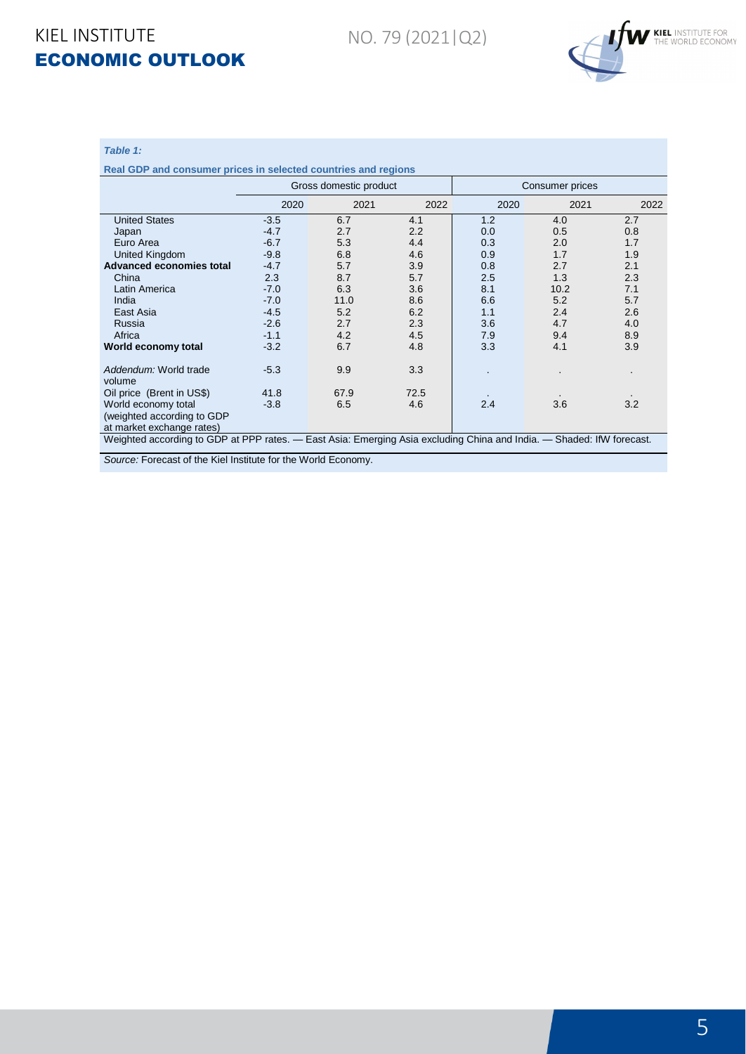*Table 1:*

**Real GDP and consumer prices in selected countries and regions**

| | Gross domestic product | | | Consumer prices | | |
|---|---|---|---|---|---|---|
| | 2020 | 2021 | 2022 | 2020 | 2021 | 2022 |
| United States | -3.5 | 6.7 | 4.1 | 1.2 | 4.0 | 2.7 |
| Japan | -4.7 | 2.7 | 2.2 | 0.0 | 0.5 | 0.8 |
| Euro Area | -6.7 | 5.3 | 4.4 | 0.3 | 2.0 | 1.7 |
| United Kingdom | -9.8 | 6.8 | 4.6 | 0.9 | 1.7 | 1.9 |
| **Advanced economies total** | -4.7 | 5.7 | 3.9 | 0.8 | 2.7 | 2.1 |
| China | 2.3 | 8.7 | 5.7 | 2.5 | 1.3 | 2.3 |
| Latin America | -7.0 | 6.3 | 3.6 | 8.1 | 10.2 | 7.1 |
| India | -7.0 | 11.0 | 8.6 | 6.6 | 5.2 | 5.7 |
| East Asia | -4.5 | 5.2 | 6.2 | 1.1 | 2.4 | 2.6 |
| Russia | -2.6 | 2.7 | 2.3 | 3.6 | 4.7 | 4.0 |
| Africa | -1.1 | 4.2 | 4.5 | 7.9 | 9.4 | 8.9 |
| **World economy total** | -3.2 | 6.7 | 4.8 | 3.3 | 4.1 | 3.9 |
| *Addendum:* World trade volume | -5.3 | 9.9 | 3.3 | . | . | . |
| Oil price (Brent in US$) | 41.8 | 67.9 | 72.5 | . | . | . |
| World economy total (weighted according to GDP at market exchange rates) | -3.8 | 6.5 | 4.6 | 2.4 | 3.6 | 3.2 |

Weighted according to GDP at PPP rates. — East Asia: Emerging Asia excluding China and India. — Shaded: IfW forecast.

*Source:* Forecast of the Kiel Institute for the World Economy.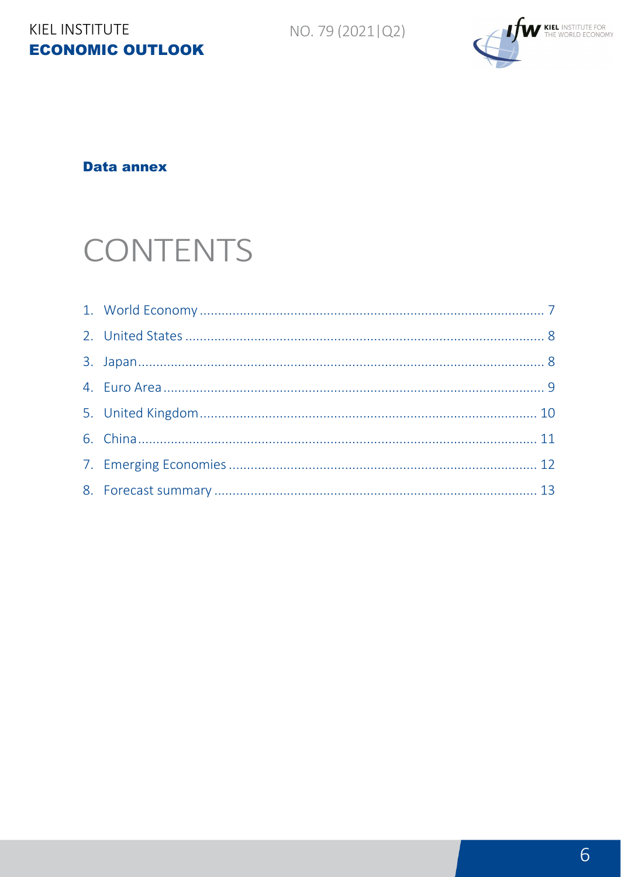**Data annex**

# CONTENTS

1. World Economy .................................................. 7
2. United States .................................................. 8
3. Japan .................................................. 8
4. Euro Area .................................................. 9
5. United Kingdom .................................................. 10
6. China .................................................. 11
7. Emerging Economies .................................................. 12
8. Forecast summary .................................................. 13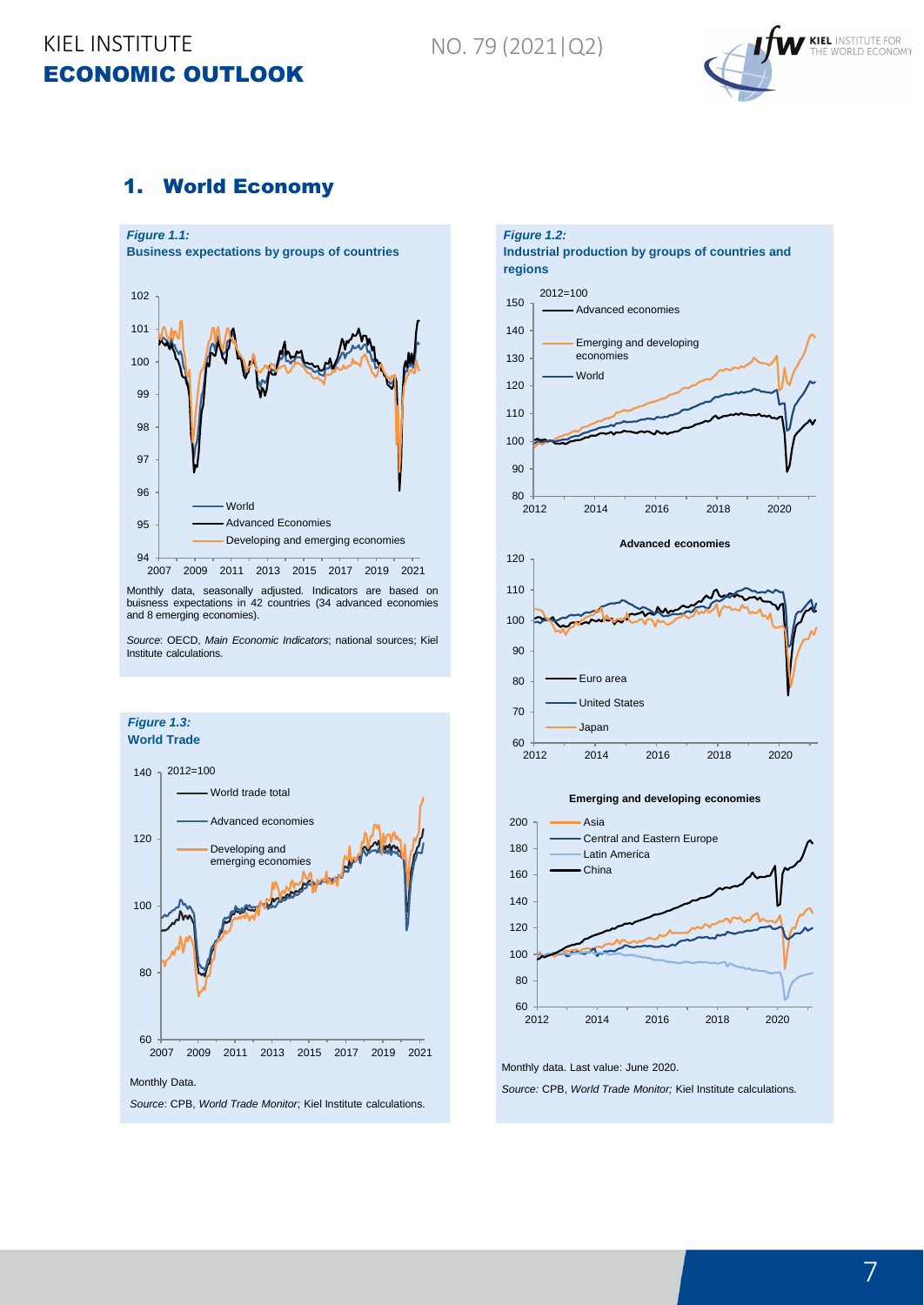# 1. World Economy

*Figure 1.1:*
**Business expectations by groups of countries**

Monthly data, seasonally adjusted. Indicators are based on buisness expectations in 42 countries (34 advanced economies and 8 emerging economies).

*Source*: OECD, *Main Economic Indicators*; national sources; Kiel Institute calculations.

*Figure 1.2:*
**Industrial production by groups of countries and regions**

Monthly data. Last value: June 2020.

*Source:* CPB, *World Trade Monitor;* Kiel Institute calculations.

*Figure 1.3:*
**World Trade**

Monthly Data.

*Source*: CPB, *World Trade Monitor*; Kiel Institute calculations.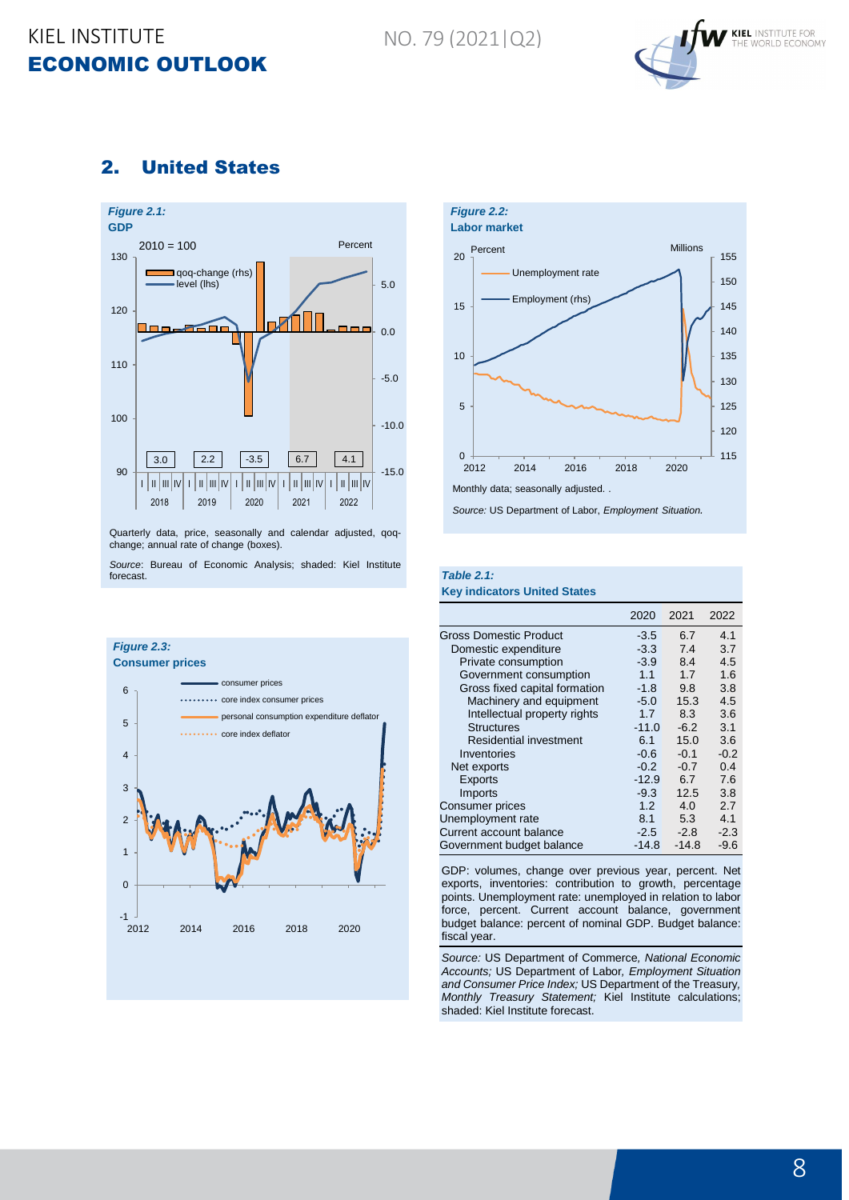## 2. United States

*Figure 2.1:*
**GDP**

Quarterly data, price, seasonally and calendar adjusted, qoq-change; annual rate of change (boxes).

*Source*: Bureau of Economic Analysis; shaded: Kiel Institute forecast.

*Figure 2.2:*
**Labor market**

Monthly data; seasonally adjusted. .

*Source:* US Department of Labor, *Employment Situation.*

*Figure 2.3:*
**Consumer prices**

*Table 2.1:*
**Key indicators United States**

| | 2020 | 2021 | 2022 |
|---|---|---|---|
| Gross Domestic Product | -3.5 | 6.7 | 4.1 |
| Domestic expenditure | -3.3 | 7.4 | 3.7 |
| Private consumption | -3.9 | 8.4 | 4.5 |
| Government consumption | 1.1 | 1.7 | 1.6 |
| Gross fixed capital formation | -1.8 | 9.8 | 3.8 |
| Machinery and equipment | -5.0 | 15.3 | 4.5 |
| Intellectual property rights | 1.7 | 8.3 | 3.6 |
| Structures | -11.0 | -6.2 | 3.1 |
| Residential investment | 6.1 | 15.0 | 3.6 |
| Inventories | -0.6 | -0.1 | -0.2 |
| Net exports | -0.2 | -0.7 | 0.4 |
| Exports | -12.9 | 6.7 | 7.6 |
| Imports | -9.3 | 12.5 | 3.8 |
| Consumer prices | 1.2 | 4.0 | 2.7 |
| Unemployment rate | 8.1 | 5.3 | 4.1 |
| Current account balance | -2.5 | -2.8 | -2.3 |
| Government budget balance | -14.8 | -14.8 | -9.6 |

GDP: volumes, change over previous year, percent. Net exports, inventories: contribution to growth, percentage points. Unemployment rate: unemployed in relation to labor force, percent. Current account balance, government budget balance: percent of nominal GDP. Budget balance: fiscal year.

*Source:* US Department of Commerce, *National Economic Accounts;* US Department of Labor, *Employment Situation and Consumer Price Index;* US Department of the Treasury, *Monthly Treasury Statement;* Kiel Institute calculations; shaded: Kiel Institute forecast.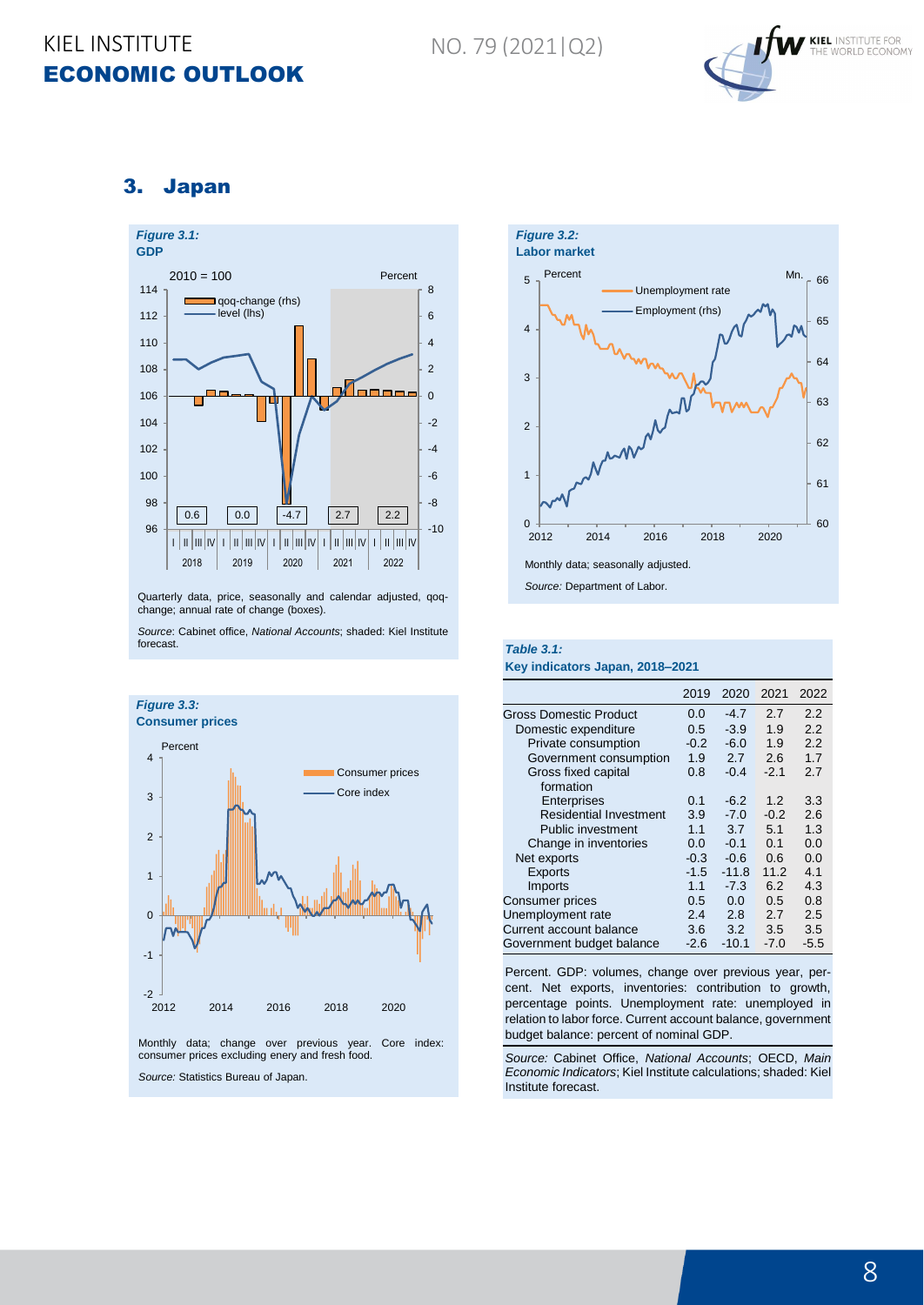## 3. Japan

*Figure 3.1:*
**GDP**

Quarterly data, price, seasonally and calendar adjusted, qoq-change; annual rate of change (boxes).

*Source*: Cabinet office, *National Accounts*; shaded: Kiel Institute forecast.

*Figure 3.2:*
**Labor market**

Monthly data; seasonally adjusted.

*Source:* Department of Labor.

*Figure 3.3:*
**Consumer prices**

Monthly data; change over previous year. Core index: consumer prices excluding enery and fresh food.

*Source:* Statistics Bureau of Japan.

*Table 3.1:*
**Key indicators Japan, 2018–2021**

| | 2019 | 2020 | 2021 | 2022 |
|---|---|---|---|---|
| Gross Domestic Product | 0.0 | -4.7 | 2.7 | 2.2 |
| Domestic expenditure | 0.5 | -3.9 | 1.9 | 2.2 |
| Private consumption | -0.2 | -6.0 | 1.9 | 2.2 |
| Government consumption | 1.9 | 2.7 | 2.6 | 1.7 |
| Gross fixed capital formation | 0.8 | -0.4 | -2.1 | 2.7 |
| Enterprises | 0.1 | -6.2 | 1.2 | 3.3 |
| Residential Investment | 3.9 | -7.0 | -0.2 | 2.6 |
| Public investment | 1.1 | 3.7 | 5.1 | 1.3 |
| Change in inventories | 0.0 | -0.1 | 0.1 | 0.0 |
| Net exports | -0.3 | -0.6 | 0.6 | 0.0 |
| Exports | -1.5 | -11.8 | 11.2 | 4.1 |
| Imports | 1.1 | -7.3 | 6.2 | 4.3 |
| Consumer prices | 0.5 | 0.0 | 0.5 | 0.8 |
| Unemployment rate | 2.4 | 2.8 | 2.7 | 2.5 |
| Current account balance | 3.6 | 3.2 | 3.5 | 3.5 |
| Government budget balance | -2.6 | -10.1 | -7.0 | -5.5 |

Percent. GDP: volumes, change over previous year, percent. Net exports, inventories: contribution to growth, percentage points. Unemployment rate: unemployed in relation to labor force. Current account balance, government budget balance: percent of nominal GDP.

*Source:* Cabinet Office, *National Accounts*; OECD, *Main Economic Indicators*; Kiel Institute calculations; shaded: Kiel Institute forecast.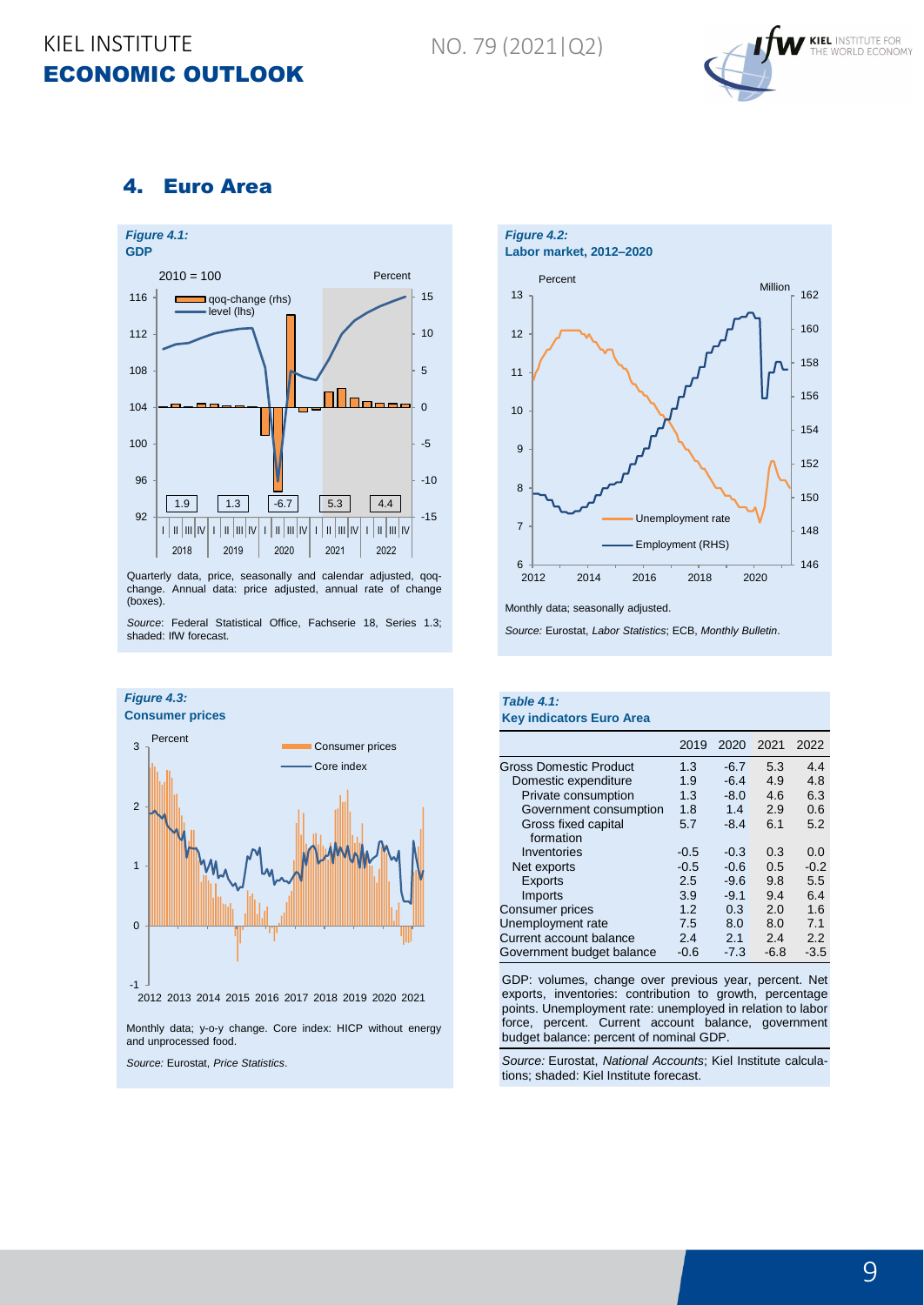## 4. Euro Area

*Figure 4.1:*
**GDP**

Quarterly data, price, seasonally and calendar adjusted, qoq-change. Annual data: price adjusted, annual rate of change (boxes).

*Source:* Federal Statistical Office, Fachserie 18, Series 1.3; shaded: IfW forecast.

*Figure 4.2:*
**Labor market, 2012–2020**

Monthly data; seasonally adjusted.

*Source:* Eurostat, *Labor Statistics*; ECB, *Monthly Bulletin*.

*Figure 4.3:*
**Consumer prices**

Monthly data; y-o-y change. Core index: HICP without energy and unprocessed food.

*Source:* Eurostat, *Price Statistics*.

*Table 4.1:*
**Key indicators Euro Area**

| | 2019 | 2020 | 2021 | 2022 |
|---|---|---|---|---|
| Gross Domestic Product | 1.3 | -6.7 | 5.3 | 4.4 |
| Domestic expenditure | 1.9 | -6.4 | 4.9 | 4.8 |
| Private consumption | 1.3 | -8.0 | 4.6 | 6.3 |
| Government consumption | 1.8 | 1.4 | 2.9 | 0.6 |
| Gross fixed capital formation | 5.7 | -8.4 | 6.1 | 5.2 |
| Inventories | -0.5 | -0.3 | 0.3 | 0.0 |
| Net exports | -0.5 | -0.6 | 0.5 | -0.2 |
| Exports | 2.5 | -9.6 | 9.8 | 5.5 |
| Imports | 3.9 | -9.1 | 9.4 | 6.4 |
| Consumer prices | 1.2 | 0.3 | 2.0 | 1.6 |
| Unemployment rate | 7.5 | 8.0 | 8.0 | 7.1 |
| Current account balance | 2.4 | 2.1 | 2.4 | 2.2 |
| Government budget balance | -0.6 | -7.3 | -6.8 | -3.5 |

GDP: volumes, change over previous year, percent. Net exports, inventories: contribution to growth, percentage points. Unemployment rate: unemployed in relation to labor force, percent. Current account balance, government budget balance: percent of nominal GDP.

*Source:* Eurostat, *National Accounts*; Kiel Institute calculations; shaded: Kiel Institute forecast.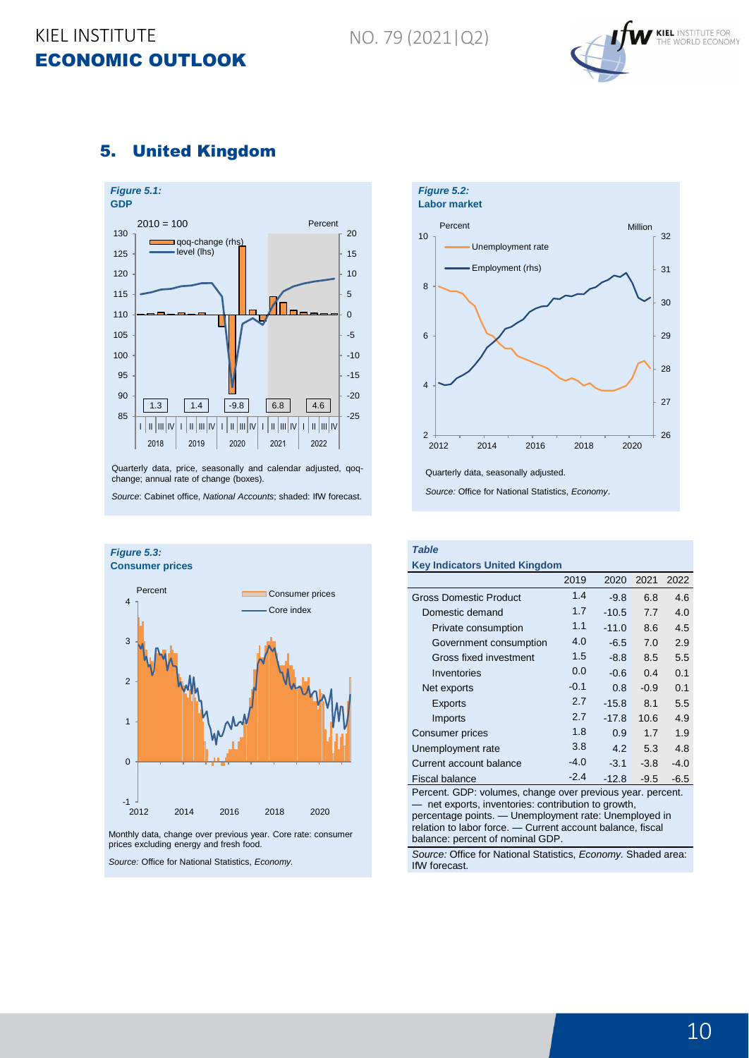## 5. United Kingdom

*Figure 5.1:*
**GDP**

Quarterly data, price, seasonally and calendar adjusted, qoq-change; annual rate of change (boxes).

*Source*: Cabinet office, *National Accounts*; shaded: IfW forecast.

*Figure 5.2:*
**Labor market**

Quarterly data, seasonally adjusted.

*Source:* Office for National Statistics, *Economy*.

*Figure 5.3:*
**Consumer prices**

Monthly data, change over previous year. Core rate: consumer prices excluding energy and fresh food.

*Source:* Office for National Statistics, *Economy.*

*Table*
**Key Indicators United Kingdom**

| | 2019 | 2020 | 2021 | 2022 |
|---|---|---|---|---|
| Gross Domestic Product | 1.4 | -9.8 | 6.8 | 4.6 |
| Domestic demand | 1.7 | -10.5 | 7.7 | 4.0 |
| Private consumption | 1.1 | -11.0 | 8.6 | 4.5 |
| Government consumption | 4.0 | -6.5 | 7.0 | 2.9 |
| Gross fixed investment | 1.5 | -8.8 | 8.5 | 5.5 |
| Inventories | 0.0 | -0.6 | 0.4 | 0.1 |
| Net exports | -0.1 | 0.8 | -0.9 | 0.1 |
| Exports | 2.7 | -15.8 | 8.1 | 5.5 |
| Imports | 2.7 | -17.8 | 10.6 | 4.9 |
| Consumer prices | 1.8 | 0.9 | 1.7 | 1.9 |
| Unemployment rate | 3.8 | 4.2 | 5.3 | 4.8 |
| Current account balance | -4.0 | -3.1 | -3.8 | -4.0 |
| Fiscal balance | -2.4 | -12.8 | -9.5 | -6.5 |

Percent. GDP: volumes, change over previous year. percent. — net exports, inventories: contribution to growth, percentage points. — Unemployment rate: Unemployed in relation to labor force. — Current account balance, fiscal balance: percent of nominal GDP.

*Source:* Office for National Statistics, *Economy.* Shaded area: IfW forecast.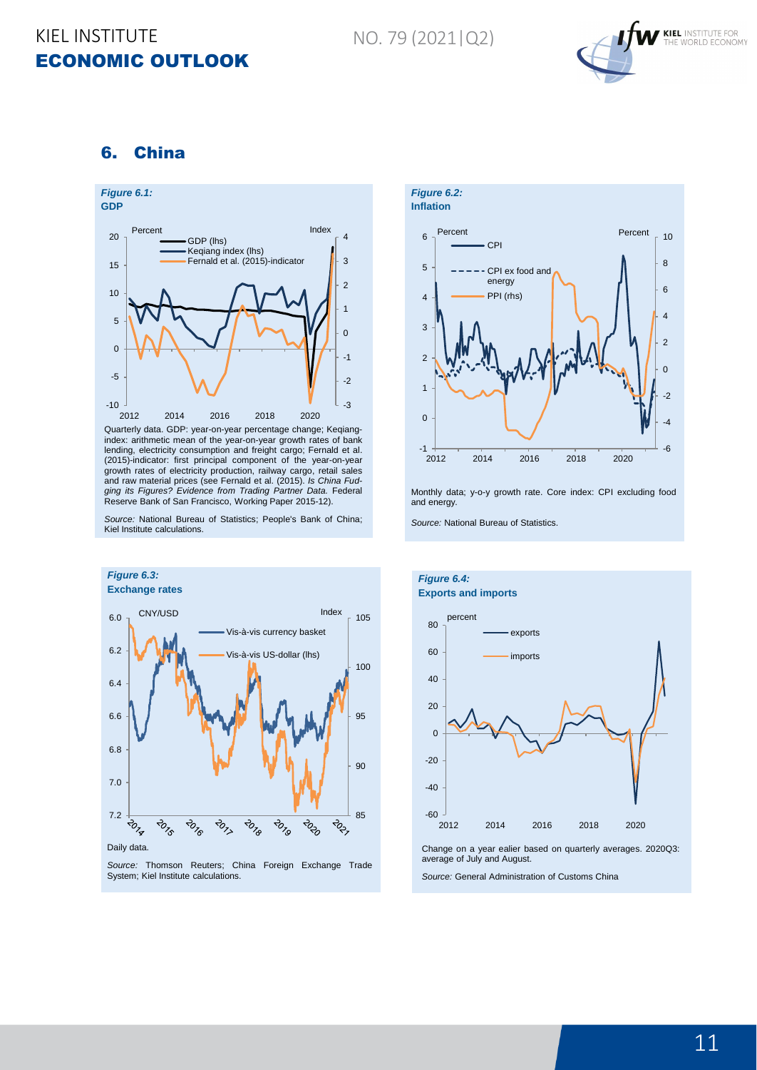## 6. China

***Figure 6.1:***
**GDP**

Quarterly data. GDP: year-on-year percentage change; Keqiang-index: arithmetic mean of the year-on-year growth rates of bank lending, electricity consumption and freight cargo; Fernald et al. (2015)-indicator: first principal component of the year-on-year growth rates of electricity production, railway cargo, retail sales and raw material prices (see Fernald et al. (2015). *Is China Fudging its Figures? Evidence from Trading Partner Data.* Federal Reserve Bank of San Francisco, Working Paper 2015-12).

*Source:* National Bureau of Statistics; People's Bank of China; Kiel Institute calculations.

***Figure 6.2:***
**Inflation**

Monthly data; y-o-y growth rate. Core index: CPI excluding food and energy.

*Source:* National Bureau of Statistics.

***Figure 6.3:***
**Exchange rates**

Daily data.

*Source:* Thomson Reuters; China Foreign Exchange Trade System; Kiel Institute calculations.

***Figure 6.4:***
**Exports and imports**

Change on a year earlier based on quarterly averages. 2020Q3: average of July and August.

*Source:* General Administration of Customs China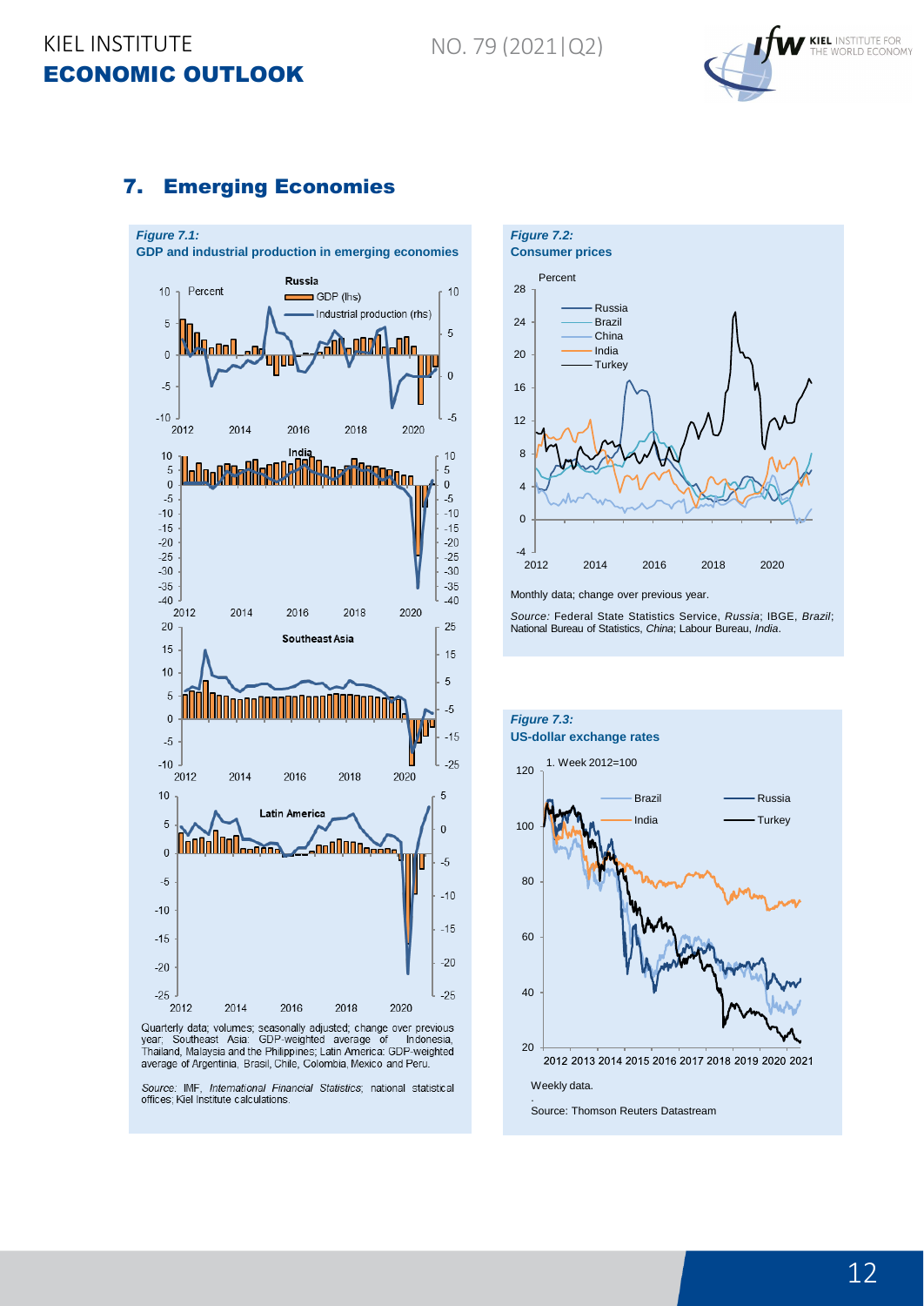## 7. Emerging Economies

*Figure 7.1:*
**GDP and industrial production in emerging economies**

Quarterly data; volumes; seasonally adjusted; change over previous year; Southeast Asia: GDP-weighted average of Indonesia, Thailand, Malaysia and the Philippines; Latin America: GDP-weighted average of Argentinia, Brasil, Chile, Colombia, Mexico and Peru.

*Source:* IMF, *International Financial Statistics*; national statistical offices; Kiel Institute calculations.

*Figure 7.2:*
**Consumer prices**

Monthly data; change over previous year.

*Source:* Federal State Statistics Service, *Russia*; IBGE, *Brazil*; National Bureau of Statistics, *China*; Labour Bureau, *India*.

*Figure 7.3:*
**US-dollar exchange rates**

Weekly data.

Source: Thomson Reuters Datastream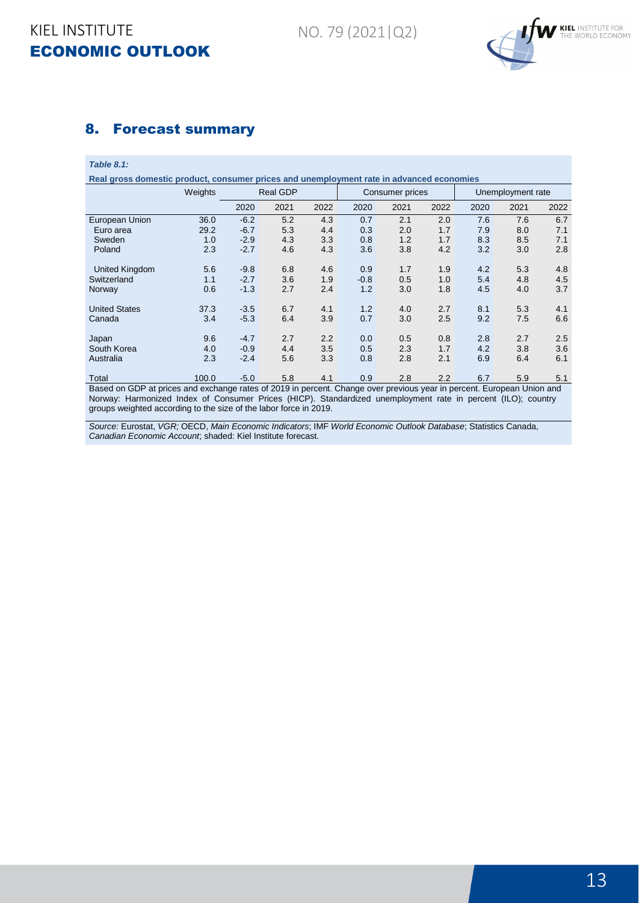## 8. Forecast summary

***Table 8.1:***

**Real gross domestic product, consumer prices and unemployment rate in advanced economies**

| | Weights | Real GDP | | | Consumer prices | | | Unemployment rate | | |
|---|---|---|---|---|---|---|---|---|---|---|
| | | 2020 | 2021 | 2022 | 2020 | 2021 | 2022 | 2020 | 2021 | 2022 |
| European Union | 36.0 | -6.2 | 5.2 | 4.3 | 0.7 | 2.1 | 2.0 | 7.6 | 7.6 | 6.7 |
| Euro area | 29.2 | -6.7 | 5.3 | 4.4 | 0.3 | 2.0 | 1.7 | 7.9 | 8.0 | 7.1 |
| Sweden | 1.0 | -2.9 | 4.3 | 3.3 | 0.8 | 1.2 | 1.7 | 8.3 | 8.5 | 7.1 |
| Poland | 2.3 | -2.7 | 4.6 | 4.3 | 3.6 | 3.8 | 4.2 | 3.2 | 3.0 | 2.8 |
| United Kingdom | 5.6 | -9.8 | 6.8 | 4.6 | 0.9 | 1.7 | 1.9 | 4.2 | 5.3 | 4.8 |
| Switzerland | 1.1 | -2.7 | 3.6 | 1.9 | -0.8 | 0.5 | 1.0 | 5.4 | 4.8 | 4.5 |
| Norway | 0.6 | -1.3 | 2.7 | 2.4 | 1.2 | 3.0 | 1.8 | 4.5 | 4.0 | 3.7 |
| United States | 37.3 | -3.5 | 6.7 | 4.1 | 1.2 | 4.0 | 2.7 | 8.1 | 5.3 | 4.1 |
| Canada | 3.4 | -5.3 | 6.4 | 3.9 | 0.7 | 3.0 | 2.5 | 9.2 | 7.5 | 6.6 |
| Japan | 9.6 | -4.7 | 2.7 | 2.2 | 0.0 | 0.5 | 0.8 | 2.8 | 2.7 | 2.5 |
| South Korea | 4.0 | -0.9 | 4.4 | 3.5 | 0.5 | 2.3 | 1.7 | 4.2 | 3.8 | 3.6 |
| Australia | 2.3 | -2.4 | 5.6 | 3.3 | 0.8 | 2.8 | 2.1 | 6.9 | 6.4 | 6.1 |
| Total | 100.0 | -5.0 | 5.8 | 4.1 | 0.9 | 2.8 | 2.2 | 6.7 | 5.9 | 5.1 |

Based on GDP at prices and exchange rates of 2019 in percent. Change over previous year in percent. European Union and Norway: Harmonized Index of Consumer Prices (HICP). Standardized unemployment rate in percent (ILO); country groups weighted according to the size of the labor force in 2019.

*Source:* Eurostat, *VGR;* OECD, *Main Economic Indicators*; IMF *World Economic Outlook Database*; Statistics Canada, *Canadian Economic Account*; shaded: Kiel Institute forecast.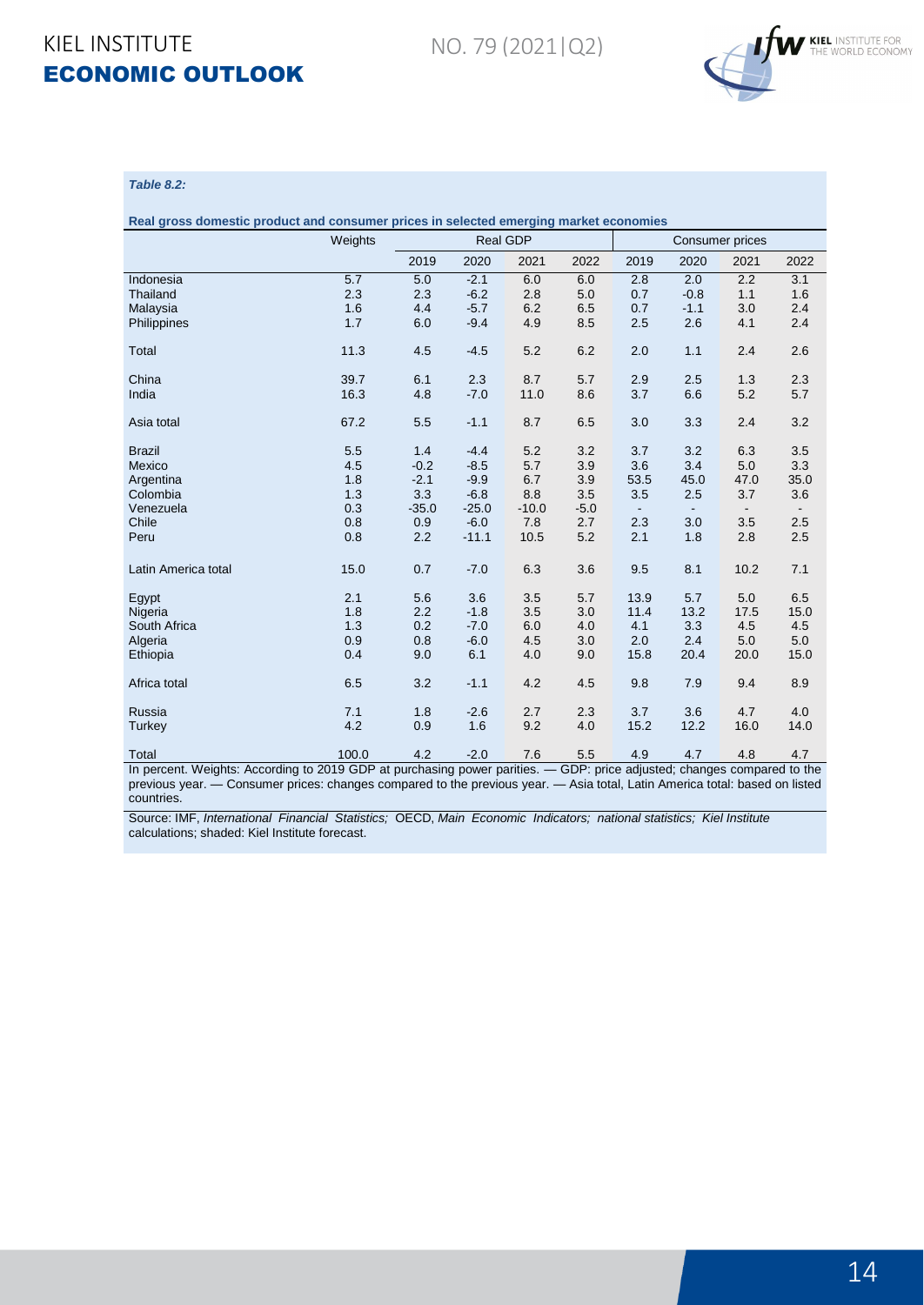*Table 8.2:*

**Real gross domestic product and consumer prices in selected emerging market economies**

| | Weights | Real GDP | | | | Consumer prices | | | |
|---|---|---|---|---|---|---|---|---|---|
| | | 2019 | 2020 | 2021 | 2022 | 2019 | 2020 | 2021 | 2022 |
| Indonesia | 5.7 | 5.0 | -2.1 | 6.0 | 6.0 | 2.8 | 2.0 | 2.2 | 3.1 |
| Thailand | 2.3 | 2.3 | -6.2 | 2.8 | 5.0 | 0.7 | -0.8 | 1.1 | 1.6 |
| Malaysia | 1.6 | 4.4 | -5.7 | 6.2 | 6.5 | 0.7 | -1.1 | 3.0 | 2.4 |
| Philippines | 1.7 | 6.0 | -9.4 | 4.9 | 8.5 | 2.5 | 2.6 | 4.1 | 2.4 |
| Total | 11.3 | 4.5 | -4.5 | 5.2 | 6.2 | 2.0 | 1.1 | 2.4 | 2.6 |
| China | 39.7 | 6.1 | 2.3 | 8.7 | 5.7 | 2.9 | 2.5 | 1.3 | 2.3 |
| India | 16.3 | 4.8 | -7.0 | 11.0 | 8.6 | 3.7 | 6.6 | 5.2 | 5.7 |
| Asia total | 67.2 | 5.5 | -1.1 | 8.7 | 6.5 | 3.0 | 3.3 | 2.4 | 3.2 |
| Brazil | 5.5 | 1.4 | -4.4 | 5.2 | 3.2 | 3.7 | 3.2 | 6.3 | 3.5 |
| Mexico | 4.5 | -0.2 | -8.5 | 5.7 | 3.9 | 3.6 | 3.4 | 5.0 | 3.3 |
| Argentina | 1.8 | -2.1 | -9.9 | 6.7 | 3.9 | 53.5 | 45.0 | 47.0 | 35.0 |
| Colombia | 1.3 | 3.3 | -6.8 | 8.8 | 3.5 | 3.5 | 2.5 | 3.7 | 3.6 |
| Venezuela | 0.3 | -35.0 | -25.0 | -10.0 | -5.0 | - | - | - | - |
| Chile | 0.8 | 0.9 | -6.0 | 7.8 | 2.7 | 2.3 | 3.0 | 3.5 | 2.5 |
| Peru | 0.8 | 2.2 | -11.1 | 10.5 | 5.2 | 2.1 | 1.8 | 2.8 | 2.5 |
| Latin America total | 15.0 | 0.7 | -7.0 | 6.3 | 3.6 | 9.5 | 8.1 | 10.2 | 7.1 |
| Egypt | 2.1 | 5.6 | 3.6 | 3.5 | 5.7 | 13.9 | 5.7 | 5.0 | 6.5 |
| Nigeria | 1.8 | 2.2 | -1.8 | 3.5 | 3.0 | 11.4 | 13.2 | 17.5 | 15.0 |
| South Africa | 1.3 | 0.2 | -7.0 | 6.0 | 4.0 | 4.1 | 3.3 | 4.5 | 4.5 |
| Algeria | 0.9 | 0.8 | -6.0 | 4.5 | 3.0 | 2.0 | 2.4 | 5.0 | 5.0 |
| Ethiopia | 0.4 | 9.0 | 6.1 | 4.0 | 9.0 | 15.8 | 20.4 | 20.0 | 15.0 |
| Africa total | 6.5 | 3.2 | -1.1 | 4.2 | 4.5 | 9.8 | 7.9 | 9.4 | 8.9 |
| Russia | 7.1 | 1.8 | -2.6 | 2.7 | 2.3 | 3.7 | 3.6 | 4.7 | 4.0 |
| Turkey | 4.2 | 0.9 | 1.6 | 9.2 | 4.0 | 15.2 | 12.2 | 16.0 | 14.0 |
| Total | 100.0 | 4.2 | -2.0 | 7.6 | 5.5 | 4.9 | 4.7 | 4.8 | 4.7 |

In percent. Weights: According to 2019 GDP at purchasing power parities. — GDP: price adjusted; changes compared to the previous year. — Consumer prices: changes compared to the previous year. — Asia total, Latin America total: based on listed countries.

Source: IMF, *International Financial Statistics;* OECD, *Main Economic Indicators; national statistics; Kiel Institute* calculations; shaded: Kiel Institute forecast.